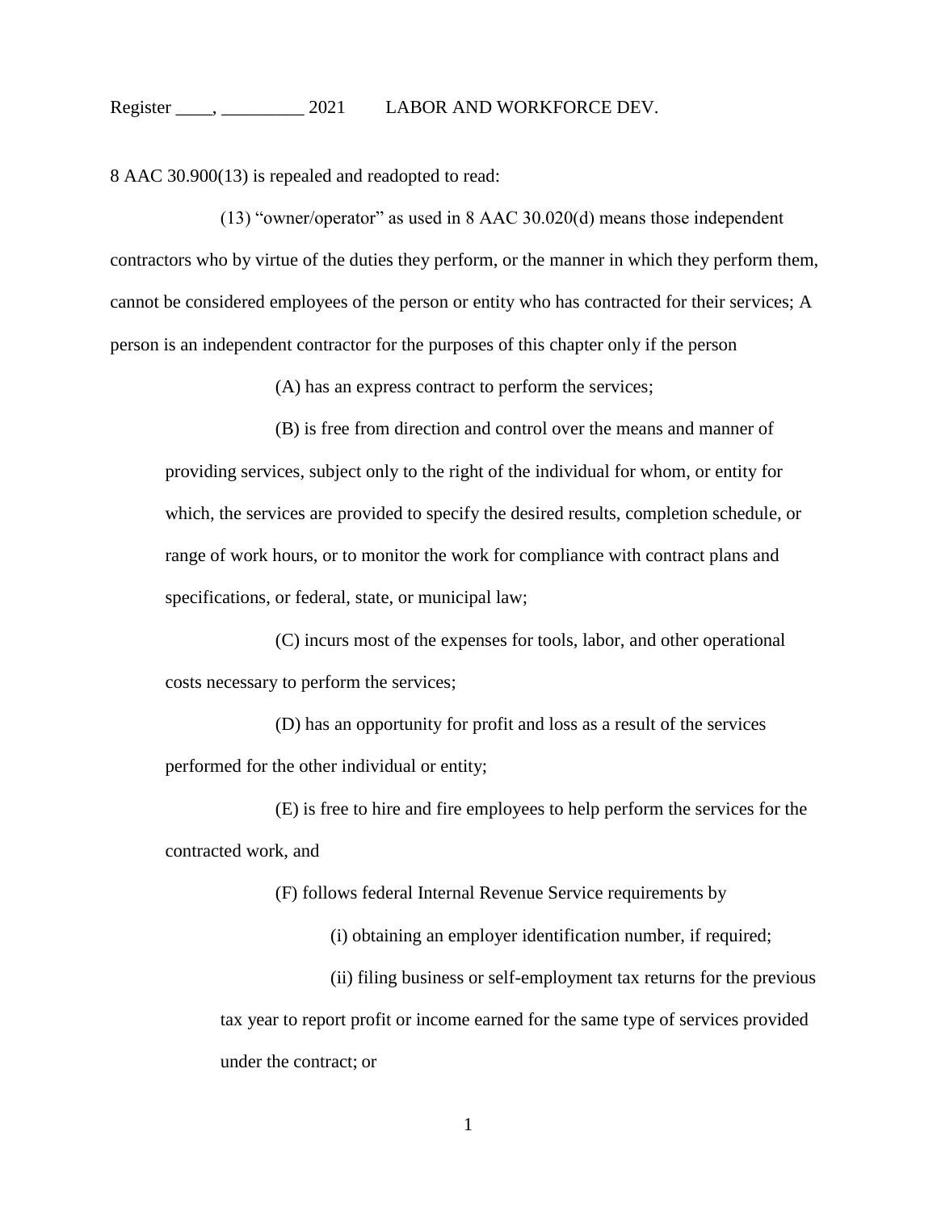8 AAC 30.900(13) is repealed and readopted to read:

(13) "owner/operator" as used in 8 AAC 30.020(d) means those independent contractors who by virtue of the duties they perform, or the manner in which they perform them, cannot be considered employees of the person or entity who has contracted for their services; A person is an independent contractor for the purposes of this chapter only if the person

(A) has an express contract to perform the services;

(B) is free from direction and control over the means and manner of providing services, subject only to the right of the individual for whom, or entity for which, the services are provided to specify the desired results, completion schedule, or range of work hours, or to monitor the work for compliance with contract plans and specifications, or federal, state, or municipal law;

(C) incurs most of the expenses for tools, labor, and other operational costs necessary to perform the services;

(D) has an opportunity for profit and loss as a result of the services performed for the other individual or entity;

(E) is free to hire and fire employees to help perform the services for the contracted work, and

(F) follows federal Internal Revenue Service requirements by

(i) obtaining an employer identification number, if required;

(ii) filing business or self-employment tax returns for the previous tax year to report profit or income earned for the same type of services provided under the contract; or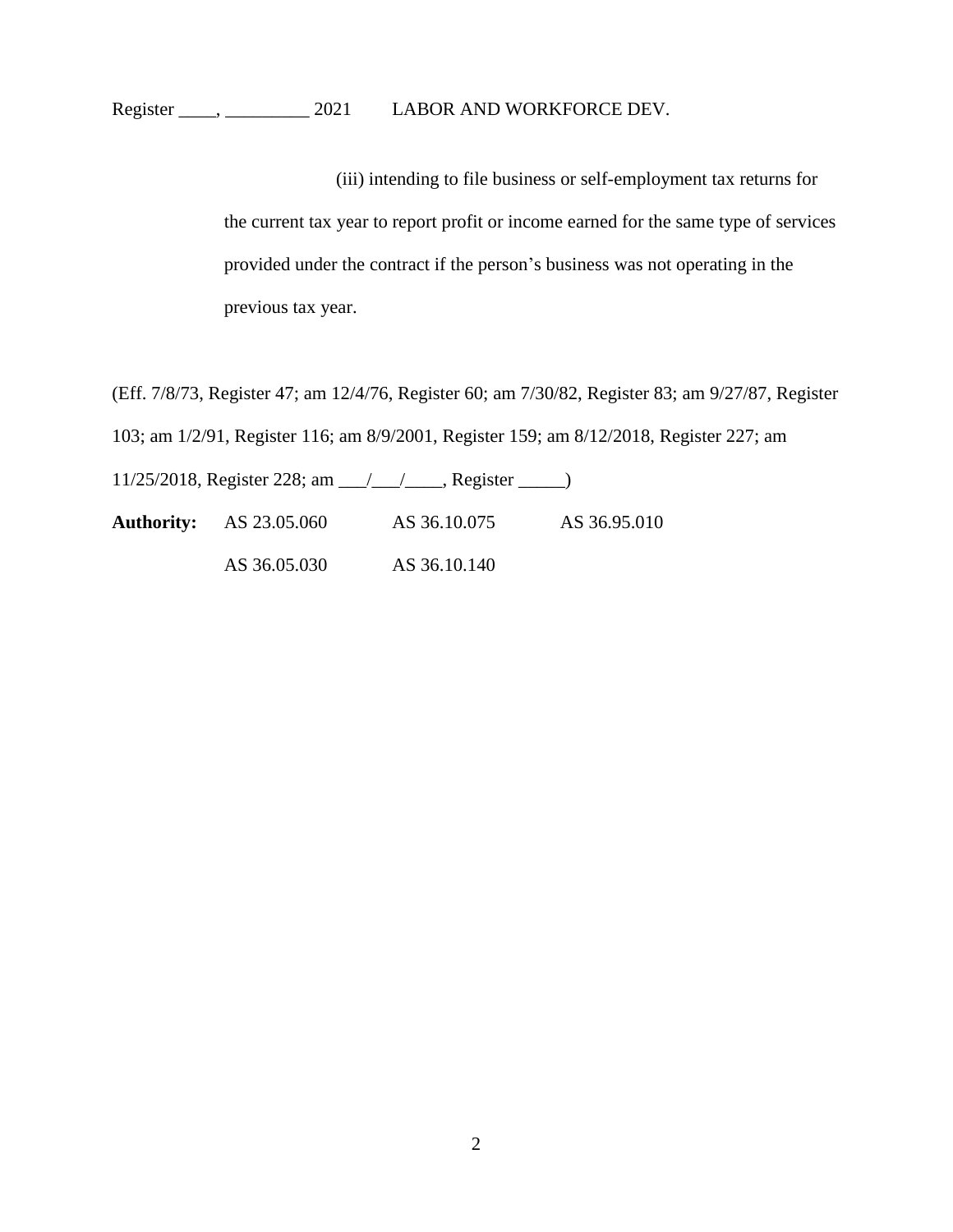(iii) intending to file business or self-employment tax returns for the current tax year to report profit or income earned for the same type of services provided under the contract if the person's business was not operating in the previous tax year.

(Eff. 7/8/73, Register 47; am 12/4/76, Register 60; am 7/30/82, Register 83; am 9/27/87, Register 103; am 1/2/91, Register 116; am 8/9/2001, Register 159; am 8/12/2018, Register 227; am 11/25/2018, Register 228; am ___/___/____, Register _____)

| | | | |
|---|---|---|---|
| **Authority:** | AS 23.05.060 | AS 36.10.075 | AS 36.95.010 |
| | AS 36.05.030 | AS 36.10.140 | |